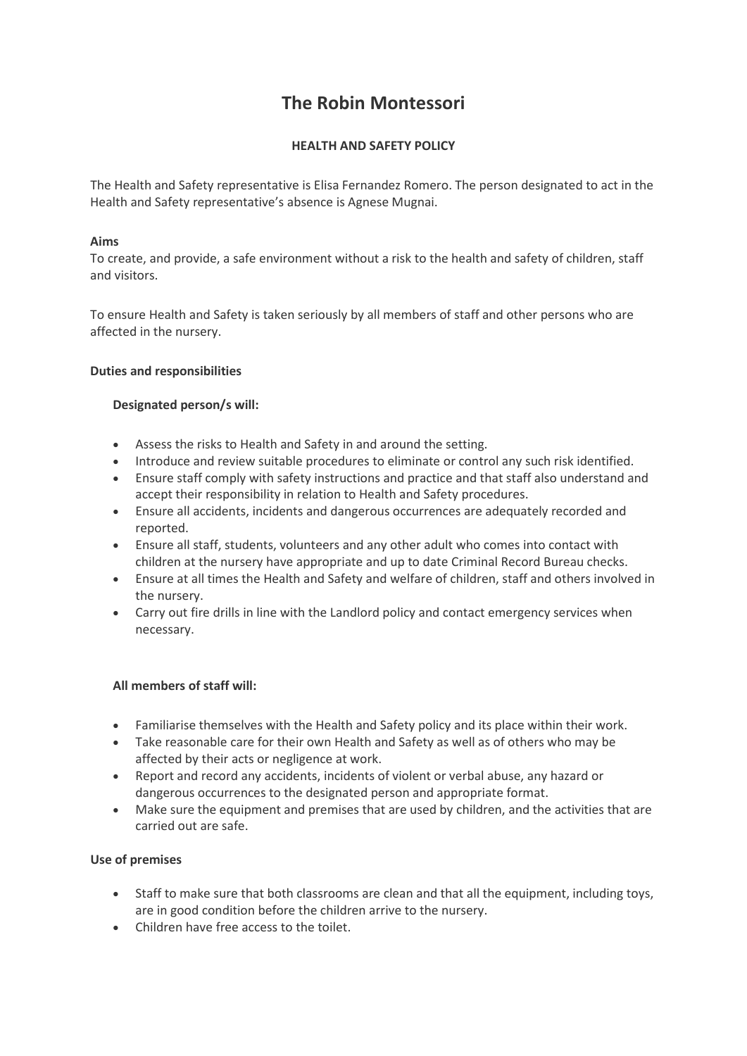# The Robin Montessori

## HEALTH AND SAFETY POLICY

The Health and Safety representative is Elisa Fernandez Romero. The person designated to act in the Health and Safety representative's absence is Agnese Mugnai.

**Aims**

To create, and provide, a safe environment without a risk to the health and safety of children, staff and visitors.

To ensure Health and Safety is taken seriously by all members of staff and other persons who are affected in the nursery.

**Duties and responsibilities**

**Designated person/s will:**

- Assess the risks to Health and Safety in and around the setting.
- Introduce and review suitable procedures to eliminate or control any such risk identified.
- Ensure staff comply with safety instructions and practice and that staff also understand and accept their responsibility in relation to Health and Safety procedures.
- Ensure all accidents, incidents and dangerous occurrences are adequately recorded and reported.
- Ensure all staff, students, volunteers and any other adult who comes into contact with children at the nursery have appropriate and up to date Criminal Record Bureau checks.
- Ensure at all times the Health and Safety and welfare of children, staff and others involved in the nursery.
- Carry out fire drills in line with the Landlord policy and contact emergency services when necessary.

**All members of staff will:**

- Familiarise themselves with the Health and Safety policy and its place within their work.
- Take reasonable care for their own Health and Safety as well as of others who may be affected by their acts or negligence at work.
- Report and record any accidents, incidents of violent or verbal abuse, any hazard or dangerous occurrences to the designated person and appropriate format.
- Make sure the equipment and premises that are used by children, and the activities that are carried out are safe.

**Use of premises**

- Staff to make sure that both classrooms are clean and that all the equipment, including toys, are in good condition before the children arrive to the nursery.
- Children have free access to the toilet.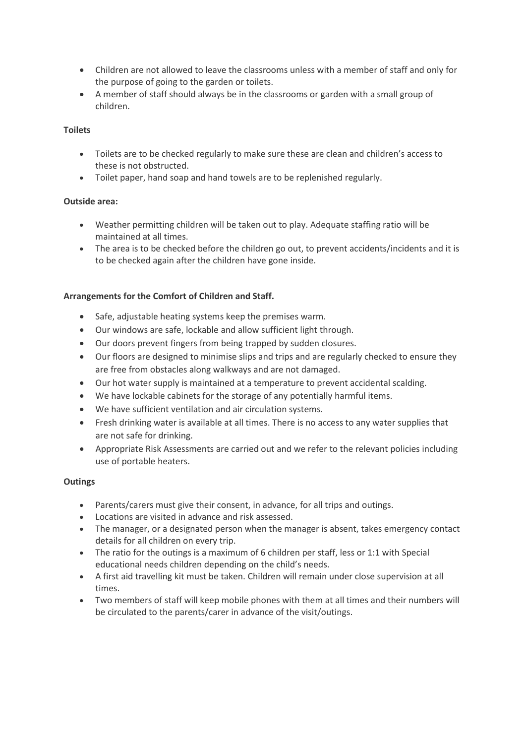- Children are not allowed to leave the classrooms unless with a member of staff and only for the purpose of going to the garden or toilets.
- A member of staff should always be in the classrooms or garden with a small group of children.

**Toilets**

- Toilets are to be checked regularly to make sure these are clean and children's access to these is not obstructed.
- Toilet paper, hand soap and hand towels are to be replenished regularly.

**Outside area:**

- Weather permitting children will be taken out to play. Adequate staffing ratio will be maintained at all times.
- The area is to be checked before the children go out, to prevent accidents/incidents and it is to be checked again after the children have gone inside.

**Arrangements for the Comfort of Children and Staff.**

- Safe, adjustable heating systems keep the premises warm.
- Our windows are safe, lockable and allow sufficient light through.
- Our doors prevent fingers from being trapped by sudden closures.
- Our floors are designed to minimise slips and trips and are regularly checked to ensure they are free from obstacles along walkways and are not damaged.
- Our hot water supply is maintained at a temperature to prevent accidental scalding.
- We have lockable cabinets for the storage of any potentially harmful items.
- We have sufficient ventilation and air circulation systems.
- Fresh drinking water is available at all times. There is no access to any water supplies that are not safe for drinking.
- Appropriate Risk Assessments are carried out and we refer to the relevant policies including use of portable heaters.

**Outings**

- Parents/carers must give their consent, in advance, for all trips and outings.
- Locations are visited in advance and risk assessed.
- The manager, or a designated person when the manager is absent, takes emergency contact details for all children on every trip.
- The ratio for the outings is a maximum of 6 children per staff, less or 1:1 with Special educational needs children depending on the child's needs.
- A first aid travelling kit must be taken. Children will remain under close supervision at all times.
- Two members of staff will keep mobile phones with them at all times and their numbers will be circulated to the parents/carer in advance of the visit/outings.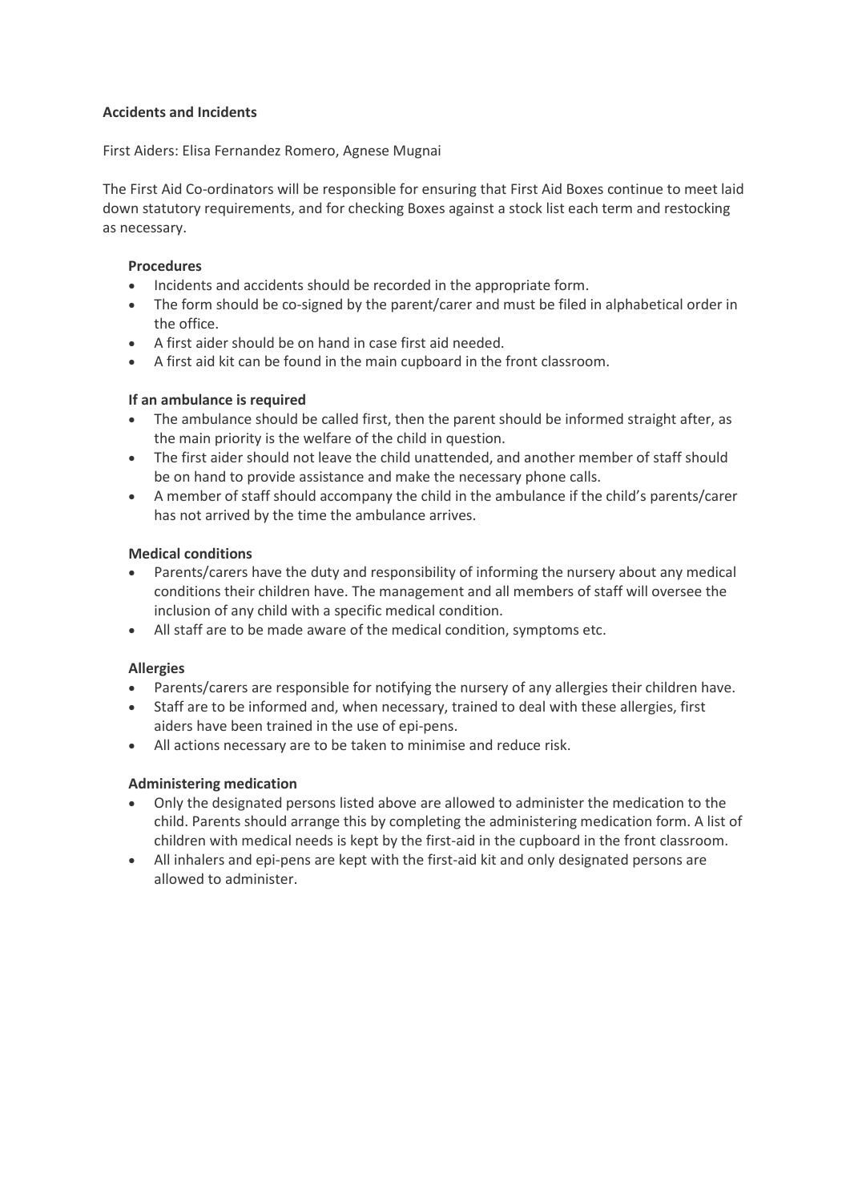**Accidents and Incidents**

First Aiders: Elisa Fernandez Romero, Agnese Mugnai

The First Aid Co-ordinators will be responsible for ensuring that First Aid Boxes continue to meet laid down statutory requirements, and for checking Boxes against a stock list each term and restocking as necessary.

**Procedures**

- Incidents and accidents should be recorded in the appropriate form.
- The form should be co-signed by the parent/carer and must be filed in alphabetical order in the office.
- A first aider should be on hand in case first aid needed.
- A first aid kit can be found in the main cupboard in the front classroom.

**If an ambulance is required**

- The ambulance should be called first, then the parent should be informed straight after, as the main priority is the welfare of the child in question.
- The first aider should not leave the child unattended, and another member of staff should be on hand to provide assistance and make the necessary phone calls.
- A member of staff should accompany the child in the ambulance if the child's parents/carer has not arrived by the time the ambulance arrives.

**Medical conditions**

- Parents/carers have the duty and responsibility of informing the nursery about any medical conditions their children have. The management and all members of staff will oversee the inclusion of any child with a specific medical condition.
- All staff are to be made aware of the medical condition, symptoms etc.

**Allergies**

- Parents/carers are responsible for notifying the nursery of any allergies their children have.
- Staff are to be informed and, when necessary, trained to deal with these allergies, first aiders have been trained in the use of epi-pens.
- All actions necessary are to be taken to minimise and reduce risk.

**Administering medication**

- Only the designated persons listed above are allowed to administer the medication to the child. Parents should arrange this by completing the administering medication form. A list of children with medical needs is kept by the first-aid in the cupboard in the front classroom.
- All inhalers and epi-pens are kept with the first-aid kit and only designated persons are allowed to administer.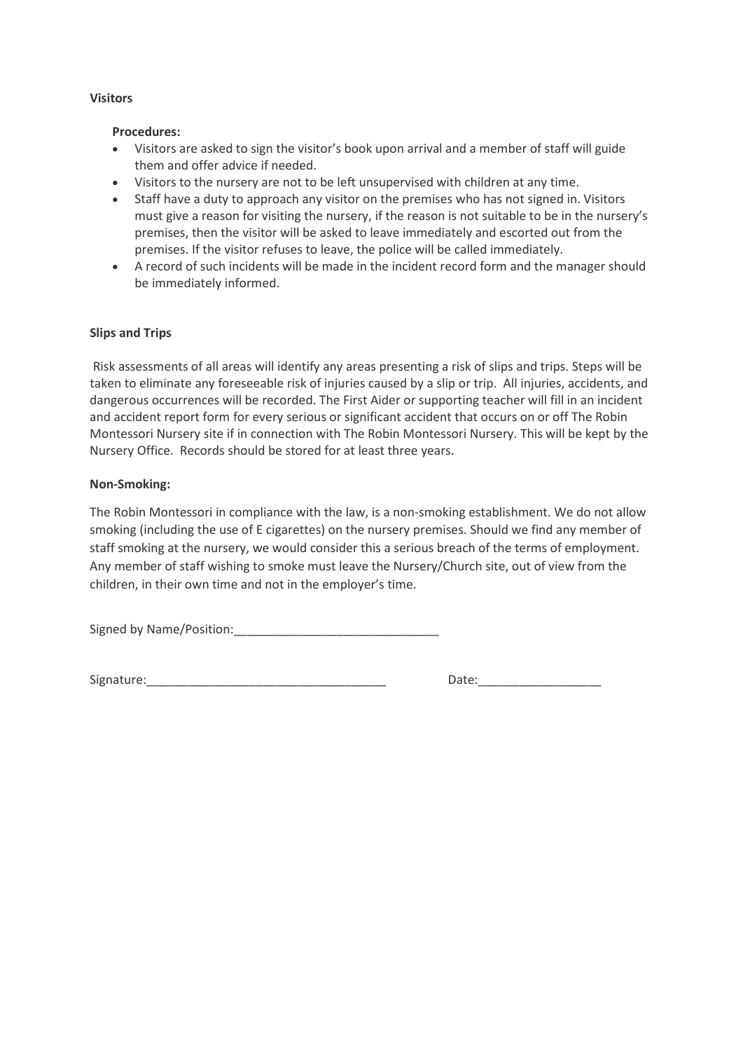**Visitors**

**Procedures:**

- Visitors are asked to sign the visitor's book upon arrival and a member of staff will guide them and offer advice if needed.
- Visitors to the nursery are not to be left unsupervised with children at any time.
- Staff have a duty to approach any visitor on the premises who has not signed in. Visitors must give a reason for visiting the nursery, if the reason is not suitable to be in the nursery's premises, then the visitor will be asked to leave immediately and escorted out from the premises. If the visitor refuses to leave, the police will be called immediately.
- A record of such incidents will be made in the incident record form and the manager should be immediately informed.

**Slips and Trips**

Risk assessments of all areas will identify any areas presenting a risk of slips and trips. Steps will be taken to eliminate any foreseeable risk of injuries caused by a slip or trip. All injuries, accidents, and dangerous occurrences will be recorded. The First Aider or supporting teacher will fill in an incident and accident report form for every serious or significant accident that occurs on or off The Robin Montessori Nursery site if in connection with The Robin Montessori Nursery. This will be kept by the Nursery Office. Records should be stored for at least three years.

**Non-Smoking:**

The Robin Montessori in compliance with the law, is a non-smoking establishment. We do not allow smoking (including the use of E cigarettes) on the nursery premises. Should we find any member of staff smoking at the nursery, we would consider this a serious breach of the terms of employment. Any member of staff wishing to smoke must leave the Nursery/Church site, out of view from the children, in their own time and not in the employer's time.

Signed by Name/Position:______________________________

Signature:___________________________________ Date:__________________